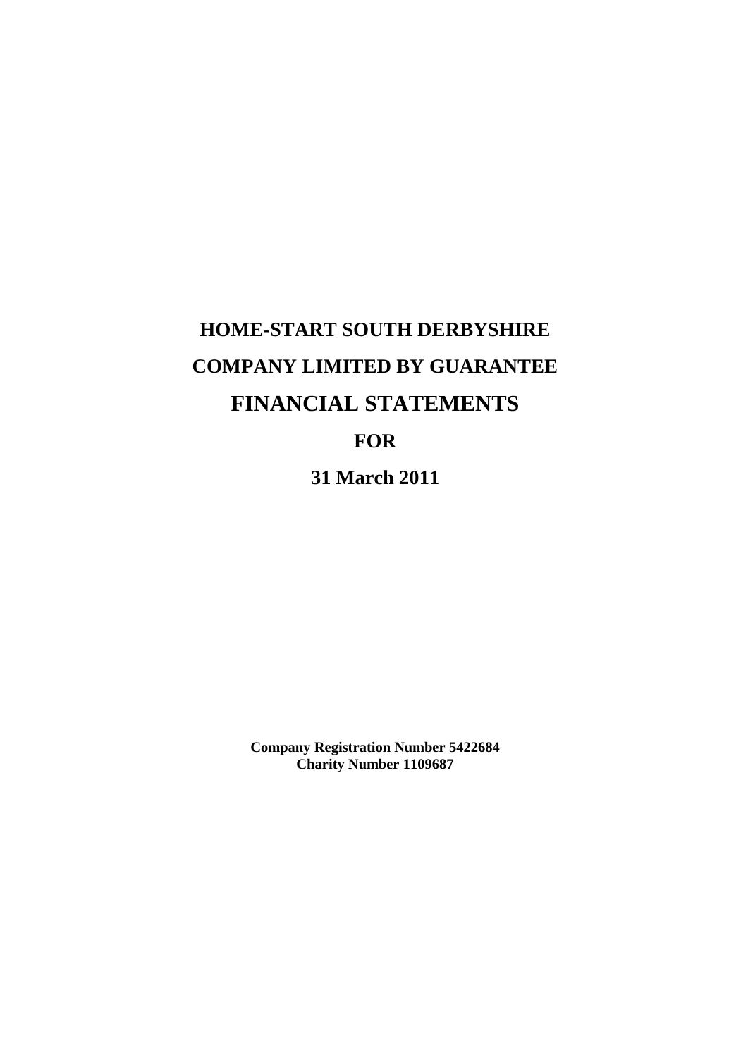# HOME-START SOUTH DERBYSHIRE

# COMPANY LIMITED BY GUARANTEE

# FINANCIAL STATEMENTS

# FOR

# 31 March 2011

**Company Registration Number 5422684**
**Charity Number 1109687**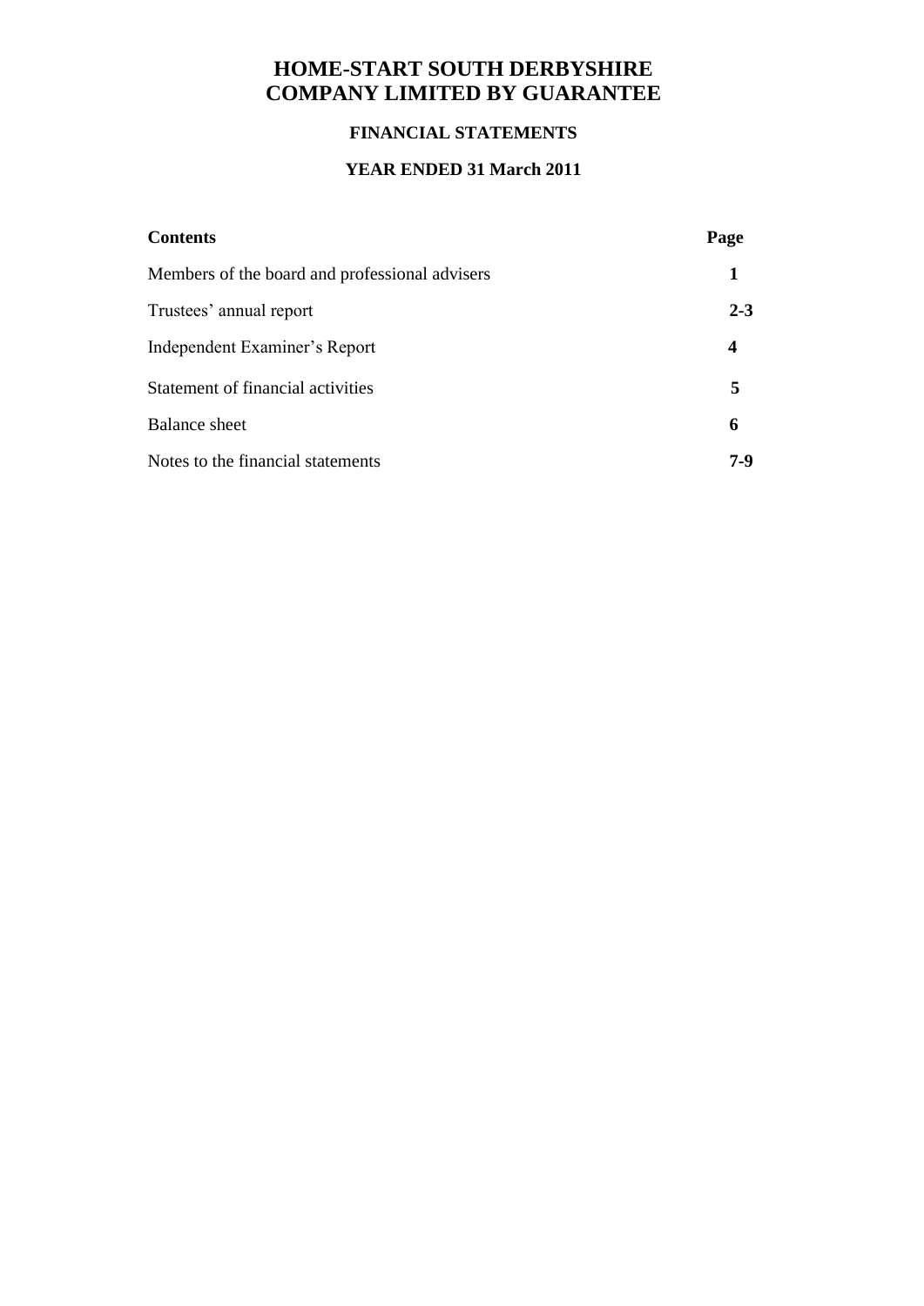# HOME-START SOUTH DERBYSHIRE
# COMPANY LIMITED BY GUARANTEE

## FINANCIAL STATEMENTS

## YEAR ENDED 31 March 2011

| **Contents** | **Page** |
|---|---|
| Members of the board and professional advisers | **1** |
| Trustees' annual report | **2-3** |
| Independent Examiner's Report | **4** |
| Statement of financial activities | **5** |
| Balance sheet | **6** |
| Notes to the financial statements | **7-9** |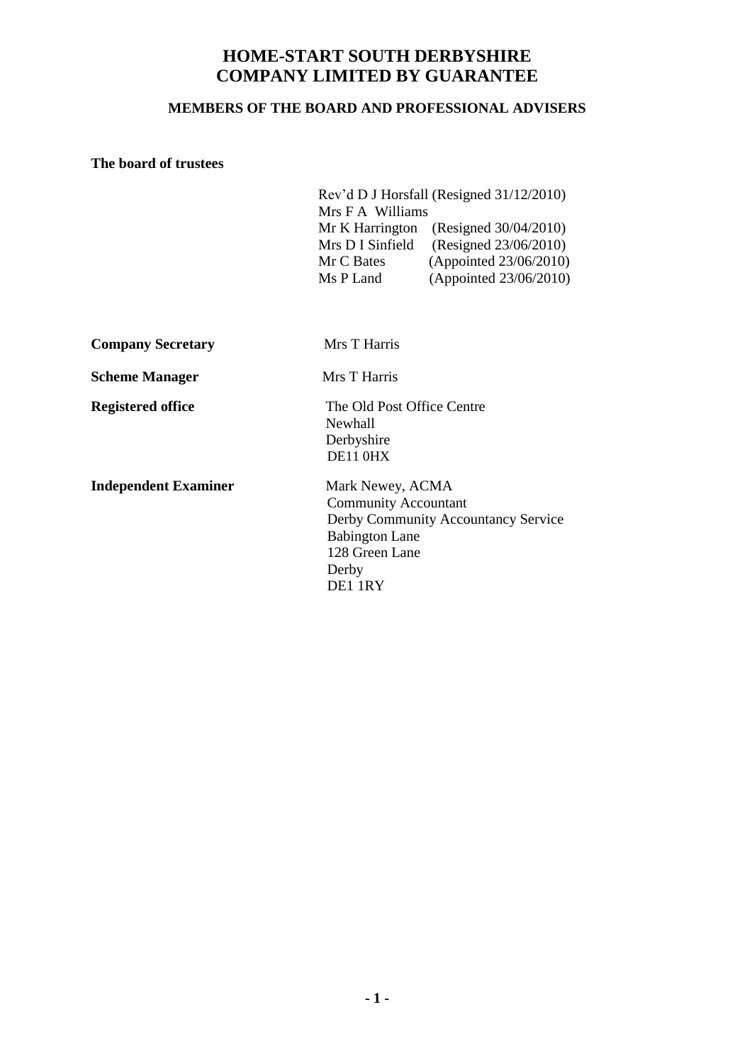# HOME-START SOUTH DERBYSHIRE
# COMPANY LIMITED BY GUARANTEE

## MEMBERS OF THE BOARD AND PROFESSIONAL ADVISERS

**The board of trustees**

Rev'd D J Horsfall (Resigned 31/12/2010)
Mrs F A Williams
Mr K Harrington (Resigned 30/04/2010)
Mrs D I Sinfield (Resigned 23/06/2010)
Mr C Bates (Appointed 23/06/2010)
Ms P Land (Appointed 23/06/2010)

**Company Secretary** Mrs T Harris

**Scheme Manager** Mrs T Harris

**Registered office**
The Old Post Office Centre
Newhall
Derbyshire
DE11 0HX

**Independent Examiner**
Mark Newey, ACMA
Community Accountant
Derby Community Accountancy Service
Babington Lane
128 Green Lane
Derby
DE1 1RY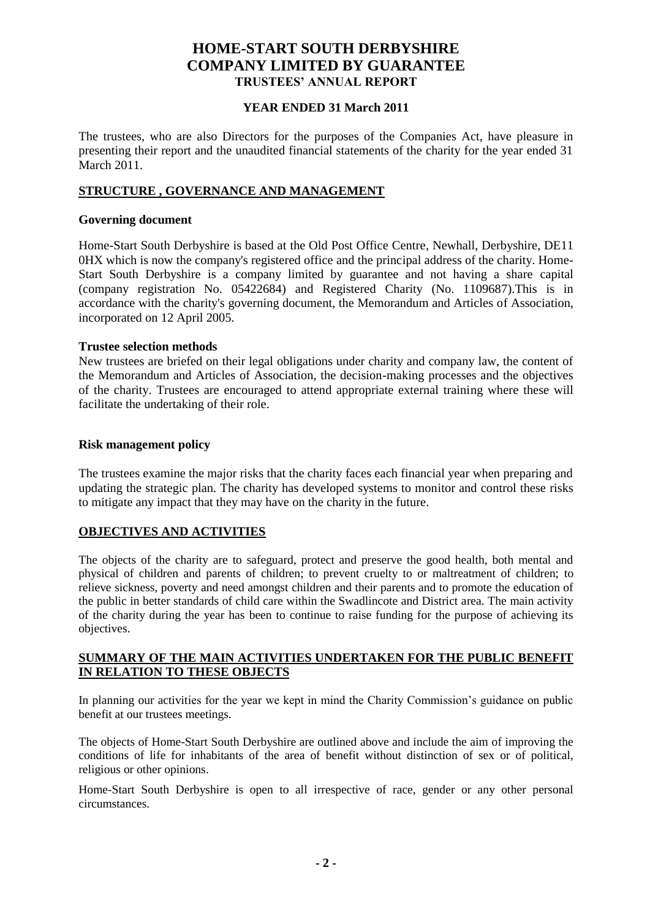# HOME-START SOUTH DERBYSHIRE
# COMPANY LIMITED BY GUARANTEE
## TRUSTEES' ANNUAL REPORT

### YEAR ENDED 31 March 2011

The trustees, who are also Directors for the purposes of the Companies Act, have pleasure in presenting their report and the unaudited financial statements of the charity for the year ended 31 March 2011.

## STRUCTURE , GOVERNANCE AND MANAGEMENT

**Governing document**

Home-Start South Derbyshire is based at the Old Post Office Centre, Newhall, Derbyshire, DE11 0HX which is now the company's registered office and the principal address of the charity. Home-Start South Derbyshire is a company limited by guarantee and not having a share capital (company registration No. 05422684) and Registered Charity (No. 1109687).This is in accordance with the charity's governing document, the Memorandum and Articles of Association, incorporated on 12 April 2005.

**Trustee selection methods**

New trustees are briefed on their legal obligations under charity and company law, the content of the Memorandum and Articles of Association, the decision-making processes and the objectives of the charity. Trustees are encouraged to attend appropriate external training where these will facilitate the undertaking of their role.

**Risk management policy**

The trustees examine the major risks that the charity faces each financial year when preparing and updating the strategic plan. The charity has developed systems to monitor and control these risks to mitigate any impact that they may have on the charity in the future.

## OBJECTIVES AND ACTIVITIES

The objects of the charity are to safeguard, protect and preserve the good health, both mental and physical of children and parents of children; to prevent cruelty to or maltreatment of children; to relieve sickness, poverty and need amongst children and their parents and to promote the education of the public in better standards of child care within the Swadlincote and District area. The main activity of the charity during the year has been to continue to raise funding for the purpose of achieving its objectives.

## SUMMARY OF THE MAIN ACTIVITIES UNDERTAKEN FOR THE PUBLIC BENEFIT IN RELATION TO THESE OBJECTS

In planning our activities for the year we kept in mind the Charity Commission's guidance on public benefit at our trustees meetings.

The objects of Home-Start South Derbyshire are outlined above and include the aim of improving the conditions of life for inhabitants of the area of benefit without distinction of sex or of political, religious or other opinions.

Home-Start South Derbyshire is open to all irrespective of race, gender or any other personal circumstances.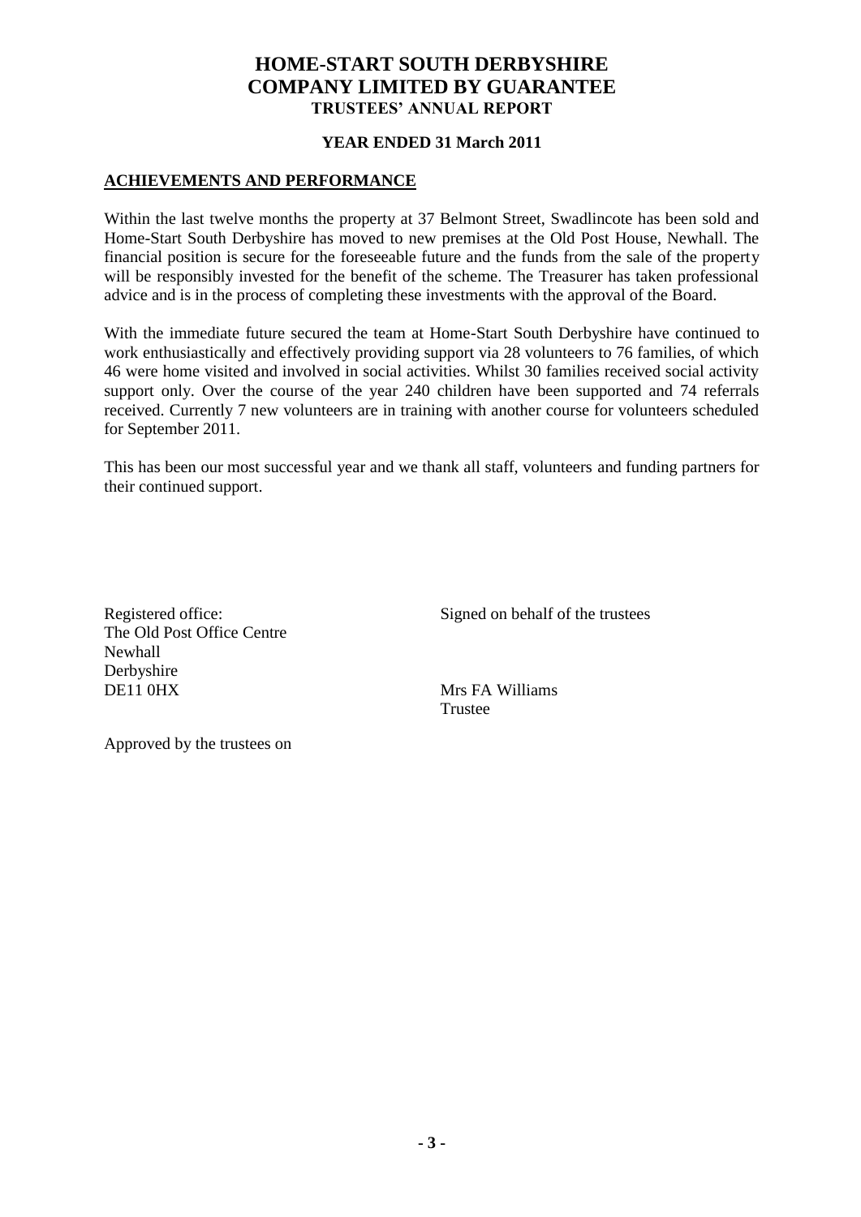# HOME-START SOUTH DERBYSHIRE
# COMPANY LIMITED BY GUARANTEE
## TRUSTEES' ANNUAL REPORT

### YEAR ENDED 31 March 2011

**ACHIEVEMENTS AND PERFORMANCE**

Within the last twelve months the property at 37 Belmont Street, Swadlincote has been sold and Home-Start South Derbyshire has moved to new premises at the Old Post House, Newhall. The financial position is secure for the foreseeable future and the funds from the sale of the property will be responsibly invested for the benefit of the scheme. The Treasurer has taken professional advice and is in the process of completing these investments with the approval of the Board.

With the immediate future secured the team at Home-Start South Derbyshire have continued to work enthusiastically and effectively providing support via 28 volunteers to 76 families, of which 46 were home visited and involved in social activities. Whilst 30 families received social activity support only. Over the course of the year 240 children have been supported and 74 referrals received. Currently 7 new volunteers are in training with another course for volunteers scheduled for September 2011.

This has been our most successful year and we thank all staff, volunteers and funding partners for their continued support.

Registered office:
The Old Post Office Centre
Newhall
Derbyshire
DE11 0HX

Signed on behalf of the trustees

Mrs FA Williams
Trustee

Approved by the trustees on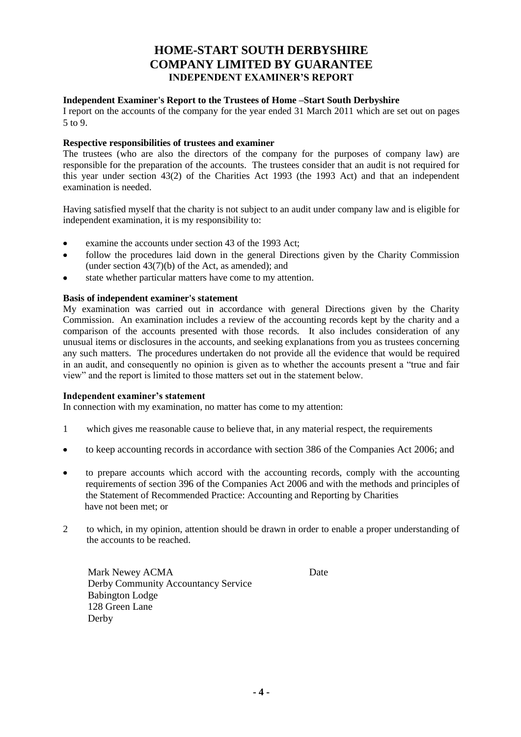# HOME-START SOUTH DERBYSHIRE
# COMPANY LIMITED BY GUARANTEE
## INDEPENDENT EXAMINER'S REPORT

**Independent Examiner's Report to the Trustees of Home –Start South Derbyshire**

I report on the accounts of the company for the year ended 31 March 2011 which are set out on pages 5 to 9.

**Respective responsibilities of trustees and examiner**

The trustees (who are also the directors of the company for the purposes of company law) are responsible for the preparation of the accounts. The trustees consider that an audit is not required for this year under section 43(2) of the Charities Act 1993 (the 1993 Act) and that an independent examination is needed.

Having satisfied myself that the charity is not subject to an audit under company law and is eligible for independent examination, it is my responsibility to:

- examine the accounts under section 43 of the 1993 Act;
- follow the procedures laid down in the general Directions given by the Charity Commission (under section 43(7)(b) of the Act, as amended); and
- state whether particular matters have come to my attention.

**Basis of independent examiner's statement**

My examination was carried out in accordance with general Directions given by the Charity Commission. An examination includes a review of the accounting records kept by the charity and a comparison of the accounts presented with those records. It also includes consideration of any unusual items or disclosures in the accounts, and seeking explanations from you as trustees concerning any such matters. The procedures undertaken do not provide all the evidence that would be required in an audit, and consequently no opinion is given as to whether the accounts present a "true and fair view" and the report is limited to those matters set out in the statement below.

**Independent examiner's statement**

In connection with my examination, no matter has come to my attention:

1. which gives me reasonable cause to believe that, in any material respect, the requirements

- to keep accounting records in accordance with section 386 of the Companies Act 2006; and
- to prepare accounts which accord with the accounting records, comply with the accounting requirements of section 396 of the Companies Act 2006 and with the methods and principles of the Statement of Recommended Practice: Accounting and Reporting by Charities

have not been met; or

2. to which, in my opinion, attention should be drawn in order to enable a proper understanding of the accounts to be reached.

Mark Newey ACMA
Derby Community Accountancy Service
Babington Lodge
128 Green Lane
Derby

Date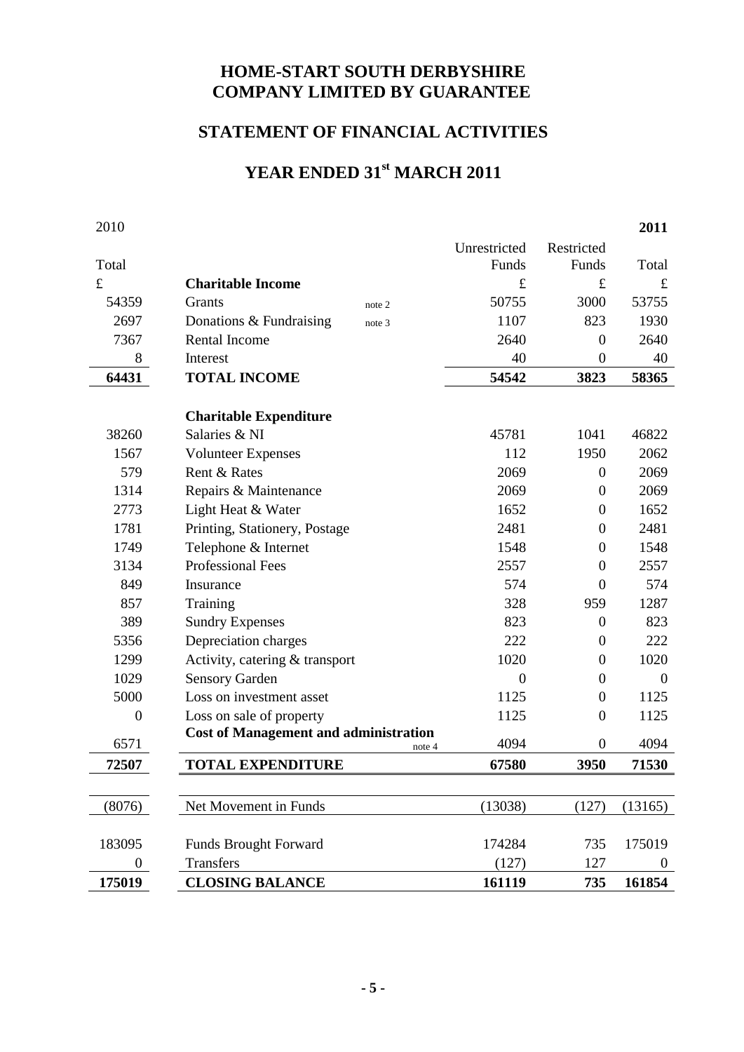# HOME-START SOUTH DERBYSHIRE
# COMPANY LIMITED BY GUARANTEE

## STATEMENT OF FINANCIAL ACTIVITIES

## YEAR ENDED 31[st] MARCH 2011

| 2010 | | | | **2011** |
|---|---|---|---|---|
| Total | | Unrestricted Funds | Restricted Funds | Total |
| £ | **Charitable Income** | £ | £ | £ |
| 54359 | Grants note 2 | 50755 | 3000 | 53755 |
| 2697 | Donations & Fundraising note 3 | 1107 | 823 | 1930 |
| 7367 | Rental Income | 2640 | 0 | 2640 |
| 8 | Interest | 40 | 0 | 40 |
| **64431** | **TOTAL INCOME** | **54542** | **3823** | **58365** |
| | **Charitable Expenditure** | | | |
| 38260 | Salaries & NI | 45781 | 1041 | 46822 |
| 1567 | Volunteer Expenses | 112 | 1950 | 2062 |
| 579 | Rent & Rates | 2069 | 0 | 2069 |
| 1314 | Repairs & Maintenance | 2069 | 0 | 2069 |
| 2773 | Light Heat & Water | 1652 | 0 | 1652 |
| 1781 | Printing, Stationery, Postage | 2481 | 0 | 2481 |
| 1749 | Telephone & Internet | 1548 | 0 | 1548 |
| 3134 | Professional Fees | 2557 | 0 | 2557 |
| 849 | Insurance | 574 | 0 | 574 |
| 857 | Training | 328 | 959 | 1287 |
| 389 | Sundry Expenses | 823 | 0 | 823 |
| 5356 | Depreciation charges | 222 | 0 | 222 |
| 1299 | Activity, catering & transport | 1020 | 0 | 1020 |
| 1029 | Sensory Garden | 0 | 0 | 0 |
| 5000 | Loss on investment asset | 1125 | 0 | 1125 |
| 0 | Loss on sale of property | 1125 | 0 | 1125 |
| 6571 | **Cost of Management and administration** note 4 | 4094 | 0 | 4094 |
| **72507** | **TOTAL EXPENDITURE** | **67580** | **3950** | **71530** |
| (8076) | Net Movement in Funds | (13038) | (127) | (13165) |
| 183095 | Funds Brought Forward | 174284 | 735 | 175019 |
| 0 | Transfers | (127) | 127 | 0 |
| **175019** | **CLOSING BALANCE** | **161119** | **735** | **161854** |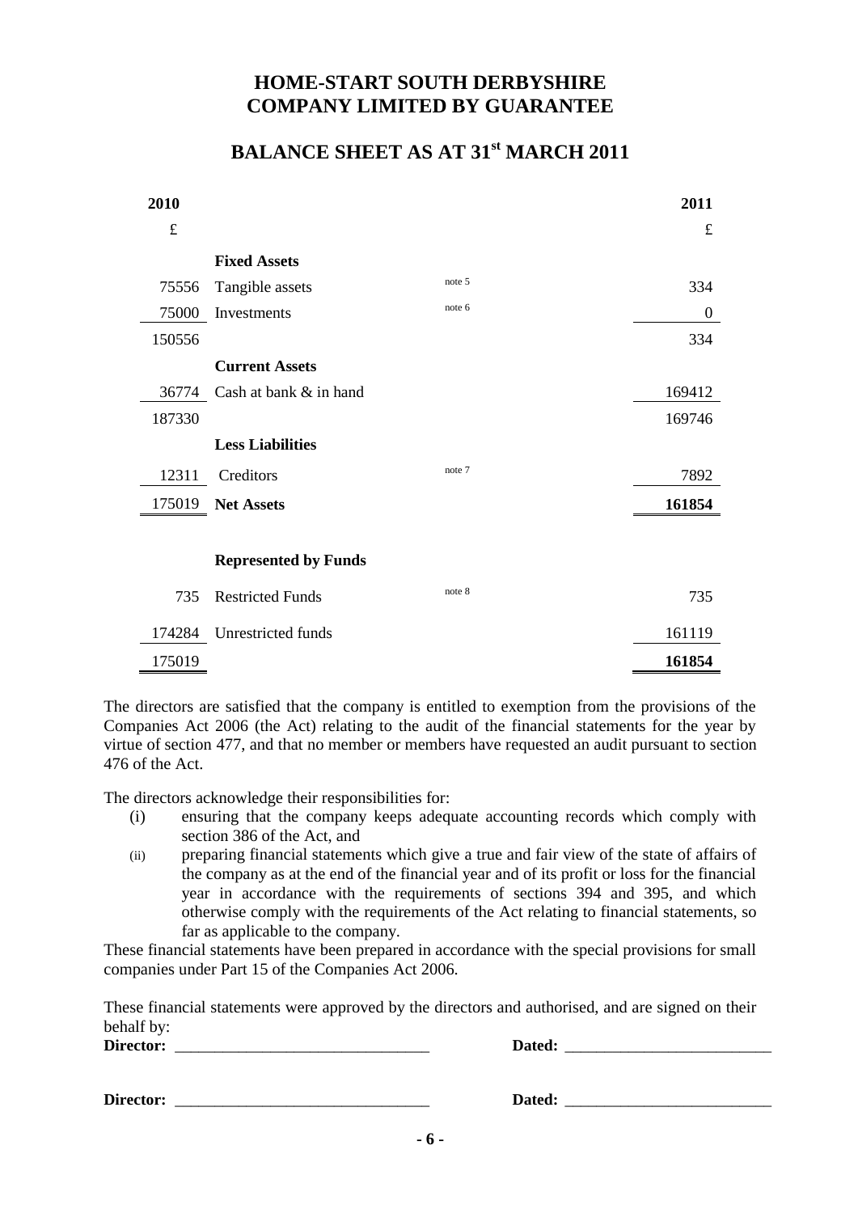# HOME-START SOUTH DERBYSHIRE
# COMPANY LIMITED BY GUARANTEE

## BALANCE SHEET AS AT 31st MARCH 2011

| 2010 | | | 2011 |
|---|---|---|---|
| £ | | | £ |
| | **Fixed Assets** | | |
| 75556 | Tangible assets | note 5 | 334 |
| 75000 | Investments | note 6 | 0 |
| 150556 | | | 334 |
| | **Current Assets** | | |
| 36774 | Cash at bank & in hand | | 169412 |
| 187330 | | | 169746 |
| | **Less Liabilities** | | |
| 12311 | Creditors | note 7 | 7892 |
| 175019 | **Net Assets** | | **161854** |
| | | | |
| | **Represented by Funds** | | |
| 735 | Restricted Funds | note 8 | 735 |
| 174284 | Unrestricted funds | | 161119 |
| 175019 | | | **161854** |

The directors are satisfied that the company is entitled to exemption from the provisions of the Companies Act 2006 (the Act) relating to the audit of the financial statements for the year by virtue of section 477, and that no member or members have requested an audit pursuant to section 476 of the Act.

The directors acknowledge their responsibilities for:

(i) ensuring that the company keeps adequate accounting records which comply with section 386 of the Act, and

(ii) preparing financial statements which give a true and fair view of the state of affairs of the company as at the end of the financial year and of its profit or loss for the financial year in accordance with the requirements of sections 394 and 395, and which otherwise comply with the requirements of the Act relating to financial statements, so far as applicable to the company.

These financial statements have been prepared in accordance with the special provisions for small companies under Part 15 of the Companies Act 2006.

These financial statements were approved by the directors and authorised, and are signed on their behalf by:

**Director:** ______________________________ **Dated:** ________________________

**Director:** ______________________________ **Dated:** ________________________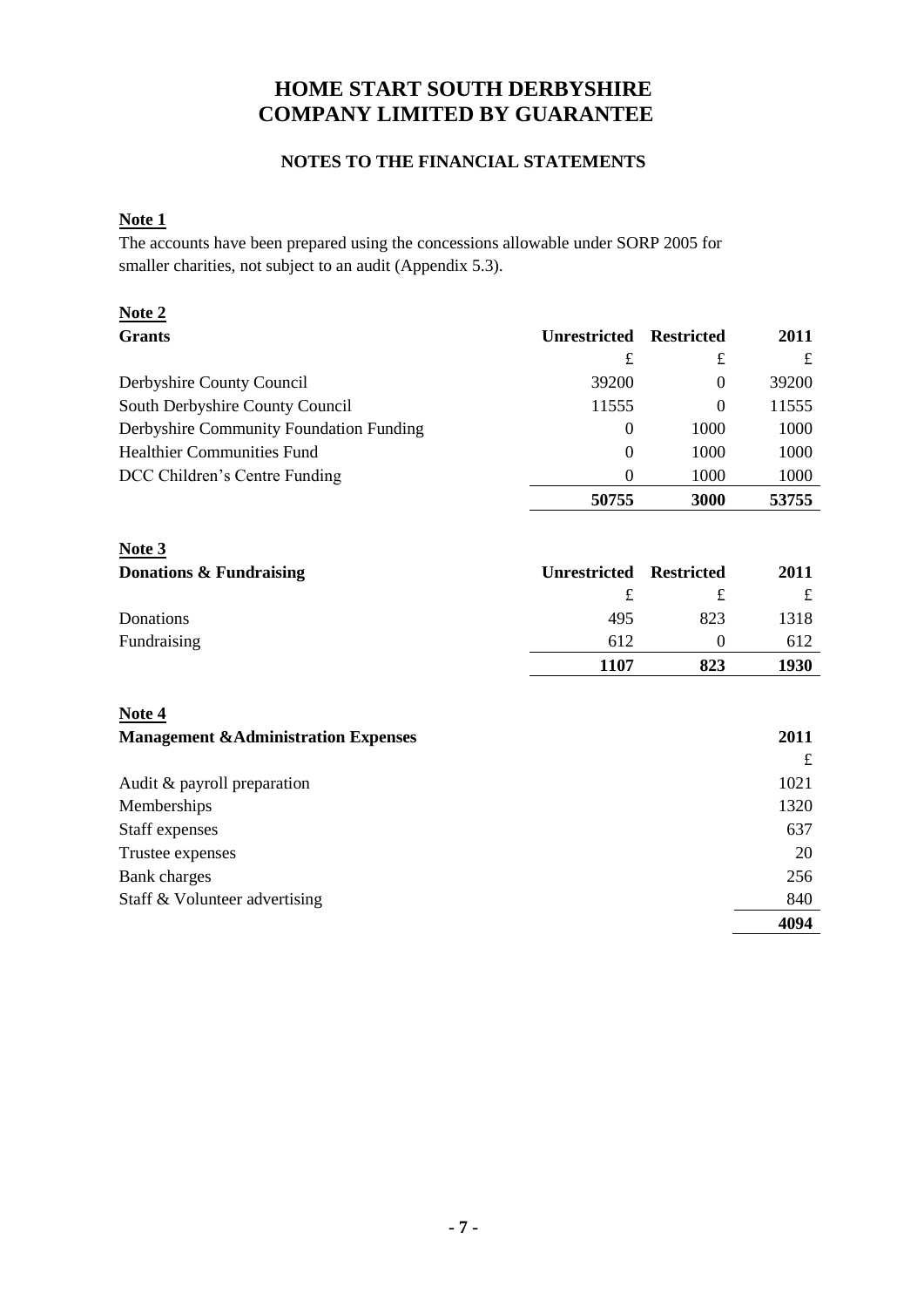# HOME START SOUTH DERBYSHIRE
# COMPANY LIMITED BY GUARANTEE

## NOTES TO THE FINANCIAL STATEMENTS

**Note 1**

The accounts have been prepared using the concessions allowable under SORP 2005 for smaller charities, not subject to an audit (Appendix 5.3).

**Note 2**

| **Grants** | **Unrestricted** | **Restricted** | **2011** |
|---|---|---|---|
| | £ | £ | £ |
| Derbyshire County Council | 39200 | 0 | 39200 |
| South Derbyshire County Council | 11555 | 0 | 11555 |
| Derbyshire Community Foundation Funding | 0 | 1000 | 1000 |
| Healthier Communities Fund | 0 | 1000 | 1000 |
| DCC Children's Centre Funding | 0 | 1000 | 1000 |
| | **50755** | **3000** | **53755** |

**Note 3**

| **Donations & Fundraising** | **Unrestricted** | **Restricted** | **2011** |
|---|---|---|---|
| | £ | £ | £ |
| Donations | 495 | 823 | 1318 |
| Fundraising | 612 | 0 | 612 |
| | **1107** | **823** | **1930** |

**Note 4**

| **Management &Administration Expenses** | **2011** |
|---|---|
| | £ |
| Audit & payroll preparation | 1021 |
| Memberships | 1320 |
| Staff expenses | 637 |
| Trustee expenses | 20 |
| Bank charges | 256 |
| Staff & Volunteer advertising | 840 |
| | **4094** |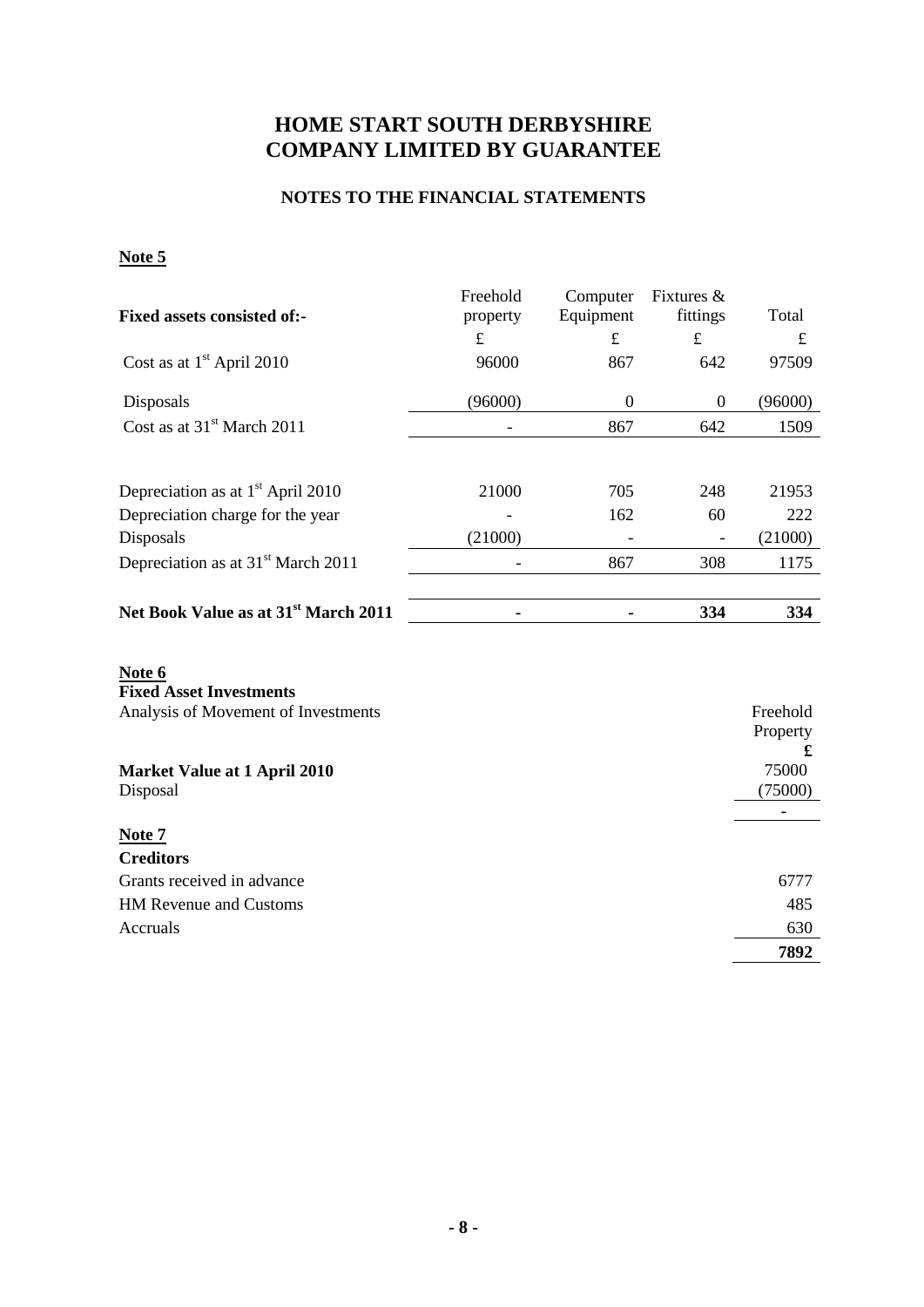# HOME START SOUTH DERBYSHIRE
# COMPANY LIMITED BY GUARANTEE

## NOTES TO THE FINANCIAL STATEMENTS

**Note 5**

| **Fixed assets consisted of:-** | Freehold property | Computer Equipment | Fixtures & fittings | Total |
|---|---|---|---|---|
| | £ | £ | £ | £ |
| Cost as at 1st April 2010 | 96000 | 867 | 642 | 97509 |
| Disposals | (96000) | 0 | 0 | (96000) |
| Cost as at 31st March 2011 | - | 867 | 642 | 1509 |
| | | | | |
| Depreciation as at 1st April 2010 | 21000 | 705 | 248 | 21953 |
| Depreciation charge for the year | - | 162 | 60 | 222 |
| Disposals | (21000) | - | - | (21000) |
| Depreciation as at 31st March 2011 | - | 867 | 308 | 1175 |
| | | | | |
| **Net Book Value as at 31st March 2011** | **-** | **-** | **334** | **334** |

**Note 6**

**Fixed Asset Investments**

| Analysis of Movement of Investments | Freehold Property |
|---|---|
| | **£** |
| **Market Value at 1 April 2010** | 75000 |
| Disposal | (75000) |
| | - |

**Note 7**

**Creditors**

| | |
|---|---|
| Grants received in advance | 6777 |
| HM Revenue and Customs | 485 |
| Accruals | 630 |
| | **7892** |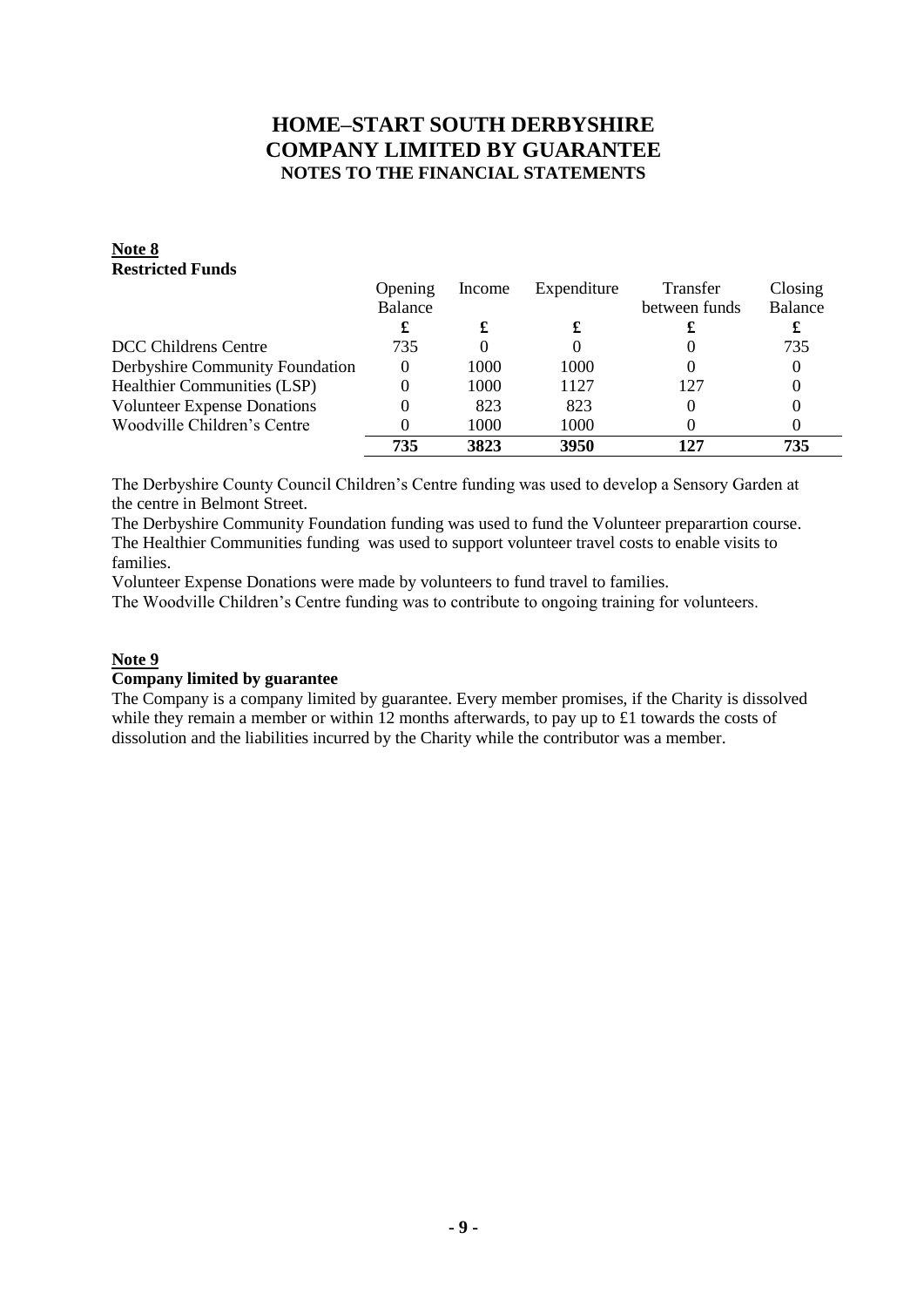# HOME–START SOUTH DERBYSHIRE
# COMPANY LIMITED BY GUARANTEE
## NOTES TO THE FINANCIAL STATEMENTS

**Note 8**
**Restricted Funds**

| | Opening Balance | Income | Expenditure | Transfer between funds | Closing Balance |
|---|---|---|---|---|---|
| | £ | £ | £ | £ | £ |
| DCC Childrens Centre | 735 | 0 | 0 | 0 | 735 |
| Derbyshire Community Foundation | 0 | 1000 | 1000 | 0 | 0 |
| Healthier Communities (LSP) | 0 | 1000 | 1127 | 127 | 0 |
| Volunteer Expense Donations | 0 | 823 | 823 | 0 | 0 |
| Woodville Children's Centre | 0 | 1000 | 1000 | 0 | 0 |
| | **735** | **3823** | **3950** | **127** | **735** |

The Derbyshire County Council Children's Centre funding was used to develop a Sensory Garden at the centre in Belmont Street.
The Derbyshire Community Foundation funding was used to fund the Volunteer preparartion course.
The Healthier Communities funding was used to support volunteer travel costs to enable visits to families.
Volunteer Expense Donations were made by volunteers to fund travel to families.
The Woodville Children's Centre funding was to contribute to ongoing training for volunteers.

**Note 9**
**Company limited by guarantee**
The Company is a company limited by guarantee. Every member promises, if the Charity is dissolved while they remain a member or within 12 months afterwards, to pay up to £1 towards the costs of dissolution and the liabilities incurred by the Charity while the contributor was a member.